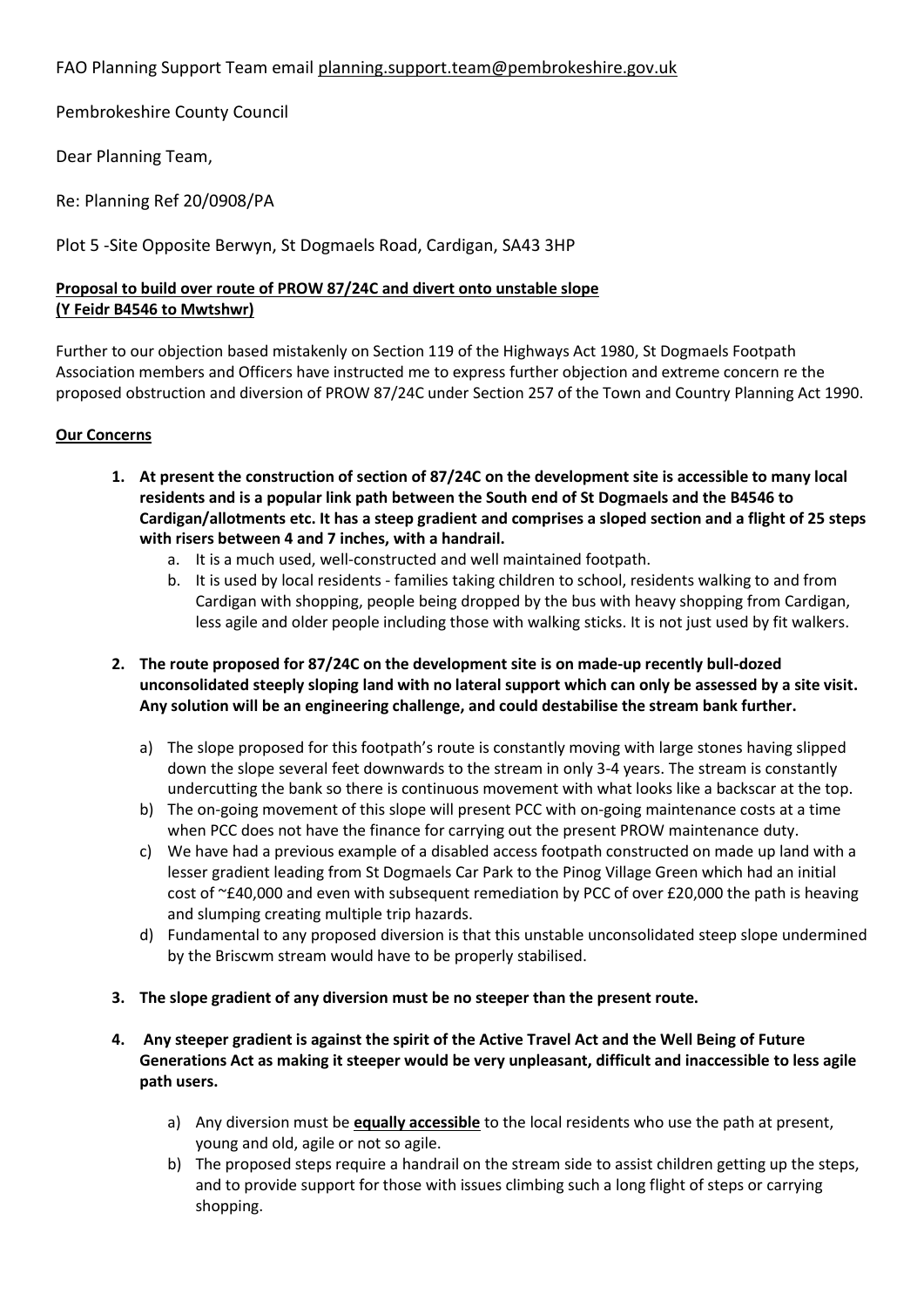FAO Planning Support Team email planning.support.team@pembrokeshire.gov.uk

Pembrokeshire County Council

Dear Planning Team,

Re: Planning Ref 20/0908/PA

Plot 5 -Site Opposite Berwyn, St Dogmaels Road, Cardigan, SA43 3HP

**Proposal to build over route of PROW 87/24C and divert onto unstable slope (Y Feidr B4546 to Mwtshwr)**

Further to our objection based mistakenly on Section 119 of the Highways Act 1980, St Dogmaels Footpath Association members and Officers have instructed me to express further objection and extreme concern re the proposed obstruction and diversion of PROW 87/24C under Section 257 of the Town and Country Planning Act 1990.

**Our Concerns**

1. **At present the construction of section of 87/24C on the development site is accessible to many local residents and is a popular link path between the South end of St Dogmaels and the B4546 to Cardigan/allotments etc. It has a steep gradient and comprises a sloped section and a flight of 25 steps with risers between 4 and 7 inches, with a handrail.**
   a. It is a much used, well-constructed and well maintained footpath.
   b. It is used by local residents - families taking children to school, residents walking to and from Cardigan with shopping, people being dropped by the bus with heavy shopping from Cardigan, less agile and older people including those with walking sticks. It is not just used by fit walkers.

2. **The route proposed for 87/24C on the development site is on made-up recently bull-dozed unconsolidated steeply sloping land with no lateral support which can only be assessed by a site visit. Any solution will be an engineering challenge, and could destabilise the stream bank further.**
   a) The slope proposed for this footpath's route is constantly moving with large stones having slipped down the slope several feet downwards to the stream in only 3-4 years. The stream is constantly undercutting the bank so there is continuous movement with what looks like a backscar at the top.
   b) The on-going movement of this slope will present PCC with on-going maintenance costs at a time when PCC does not have the finance for carrying out the present PROW maintenance duty.
   c) We have had a previous example of a disabled access footpath constructed on made up land with a lesser gradient leading from St Dogmaels Car Park to the Pinog Village Green which had an initial cost of ~£40,000 and even with subsequent remediation by PCC of over £20,000 the path is heaving and slumping creating multiple trip hazards.
   d) Fundamental to any proposed diversion is that this unstable unconsolidated steep slope undermined by the Briscwm stream would have to be properly stabilised.

3. **The slope gradient of any diversion must be no steeper than the present route.**

4. **Any steeper gradient is against the spirit of the Active Travel Act and the Well Being of Future Generations Act as making it steeper would be very unpleasant, difficult and inaccessible to less agile path users.**
   a) Any diversion must be **equally accessible** to the local residents who use the path at present, young and old, agile or not so agile.
   b) The proposed steps require a handrail on the stream side to assist children getting up the steps, and to provide support for those with issues climbing such a long flight of steps or carrying shopping.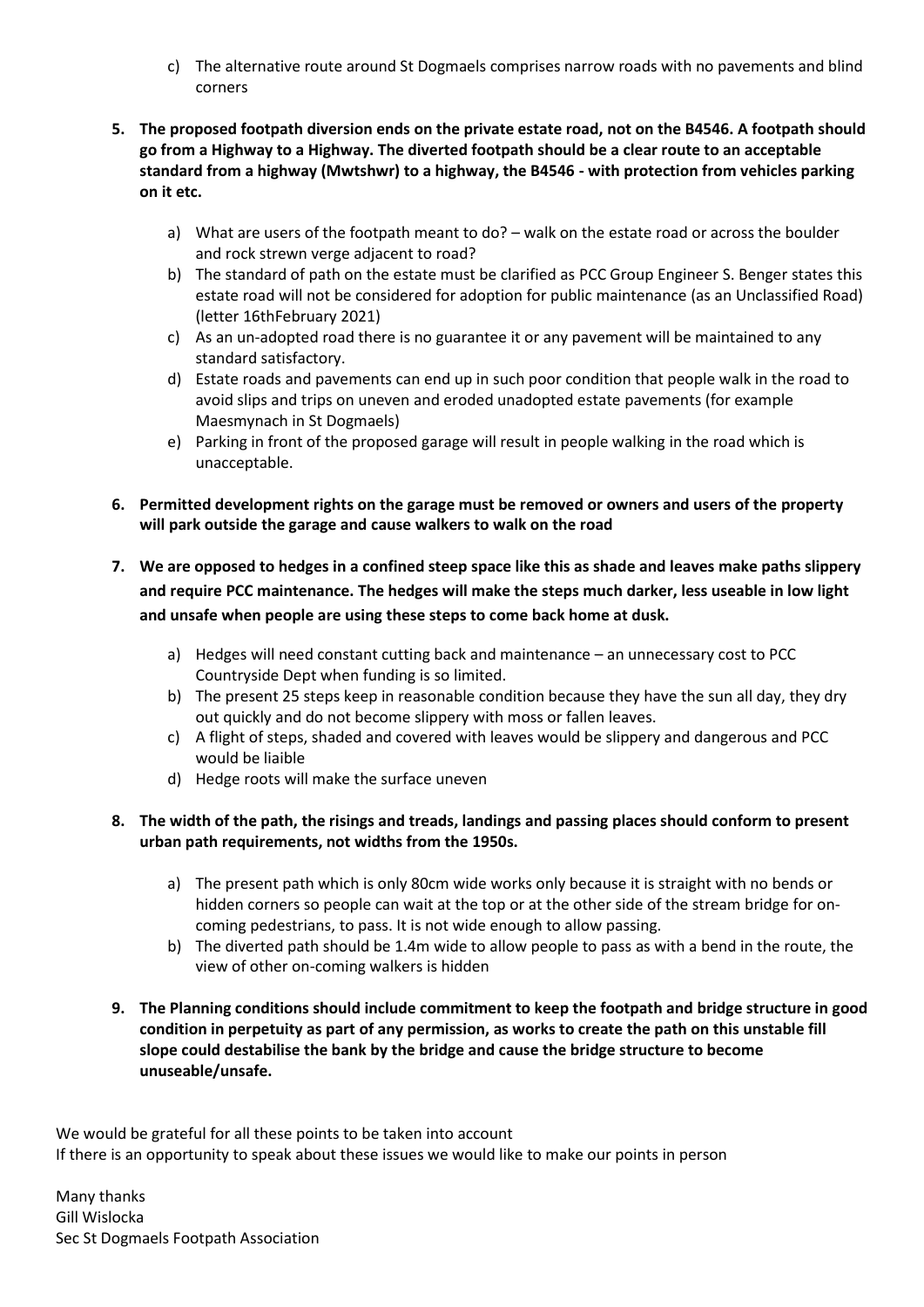c) The alternative route around St Dogmaels comprises narrow roads with no pavements and blind corners

5. **The proposed footpath diversion ends on the private estate road, not on the B4546. A footpath should go from a Highway to a Highway. The diverted footpath should be a clear route to an acceptable standard from a highway (Mwtshwr) to a highway, the B4546 - with protection from vehicles parking on it etc.**

   a) What are users of the footpath meant to do? – walk on the estate road or across the boulder and rock strewn verge adjacent to road?
   b) The standard of path on the estate must be clarified as PCC Group Engineer S. Benger states this estate road will not be considered for adoption for public maintenance (as an Unclassified Road) (letter 16thFebruary 2021)
   c) As an un-adopted road there is no guarantee it or any pavement will be maintained to any standard satisfactory.
   d) Estate roads and pavements can end up in such poor condition that people walk in the road to avoid slips and trips on uneven and eroded unadopted estate pavements (for example Maesmynach in St Dogmaels)
   e) Parking in front of the proposed garage will result in people walking in the road which is unacceptable.

6. **Permitted development rights on the garage must be removed or owners and users of the property will park outside the garage and cause walkers to walk on the road**

7. **We are opposed to hedges in a confined steep space like this as shade and leaves make paths slippery and require PCC maintenance. The hedges will make the steps much darker, less useable in low light and unsafe when people are using these steps to come back home at dusk.**

   a) Hedges will need constant cutting back and maintenance – an unnecessary cost to PCC Countryside Dept when funding is so limited.
   b) The present 25 steps keep in reasonable condition because they have the sun all day, they dry out quickly and do not become slippery with moss or fallen leaves.
   c) A flight of steps, shaded and covered with leaves would be slippery and dangerous and PCC would be liaible
   d) Hedge roots will make the surface uneven

8. **The width of the path, the risings and treads, landings and passing places should conform to present urban path requirements, not widths from the 1950s.**

   a) The present path which is only 80cm wide works only because it is straight with no bends or hidden corners so people can wait at the top or at the other side of the stream bridge for on-coming pedestrians, to pass. It is not wide enough to allow passing.
   b) The diverted path should be 1.4m wide to allow people to pass as with a bend in the route, the view of other on-coming walkers is hidden

9. **The Planning conditions should include commitment to keep the footpath and bridge structure in good condition in perpetuity as part of any permission, as works to create the path on this unstable fill slope could destabilise the bank by the bridge and cause the bridge structure to become unuseable/unsafe.**

We would be grateful for all these points to be taken into account
If there is an opportunity to speak about these issues we would like to make our points in person

Many thanks
Gill Wislocka
Sec St Dogmaels Footpath Association